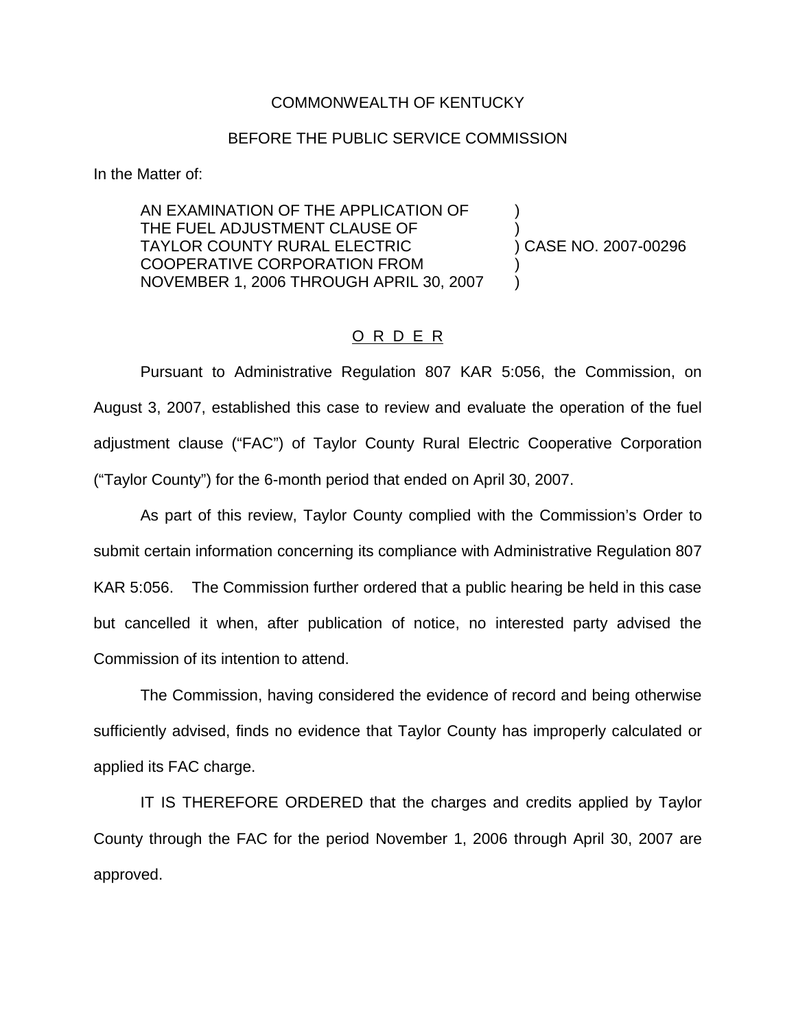COMMONWEALTH OF KENTUCKY

BEFORE THE PUBLIC SERVICE COMMISSION

In the Matter of:

AN EXAMINATION OF THE APPLICATION OF )
THE FUEL ADJUSTMENT CLAUSE OF )
TAYLOR COUNTY RURAL ELECTRIC ) CASE NO. 2007-00296
COOPERATIVE CORPORATION FROM )
NOVEMBER 1, 2006 THROUGH APRIL 30, 2007 )

## O R D E R

Pursuant to Administrative Regulation 807 KAR 5:056, the Commission, on August 3, 2007, established this case to review and evaluate the operation of the fuel adjustment clause ("FAC") of Taylor County Rural Electric Cooperative Corporation ("Taylor County") for the 6-month period that ended on April 30, 2007.

As part of this review, Taylor County complied with the Commission's Order to submit certain information concerning its compliance with Administrative Regulation 807 KAR 5:056. The Commission further ordered that a public hearing be held in this case but cancelled it when, after publication of notice, no interested party advised the Commission of its intention to attend.

The Commission, having considered the evidence of record and being otherwise sufficiently advised, finds no evidence that Taylor County has improperly calculated or applied its FAC charge.

IT IS THEREFORE ORDERED that the charges and credits applied by Taylor County through the FAC for the period November 1, 2006 through April 30, 2007 are approved.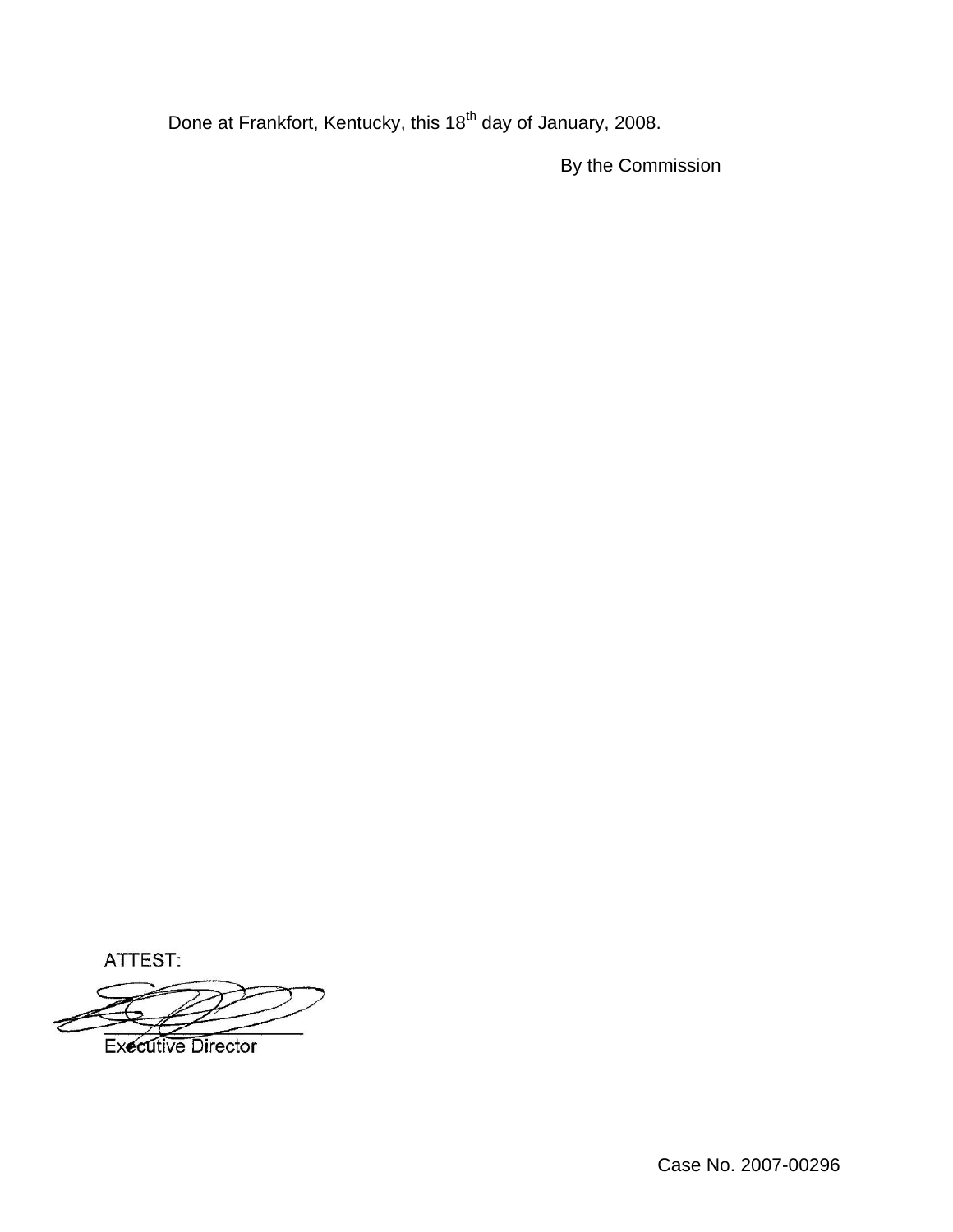Done at Frankfort, Kentucky, this 18th day of January, 2008.

By the Commission

ATTEST:

Executive Director

Case No. 2007-00296